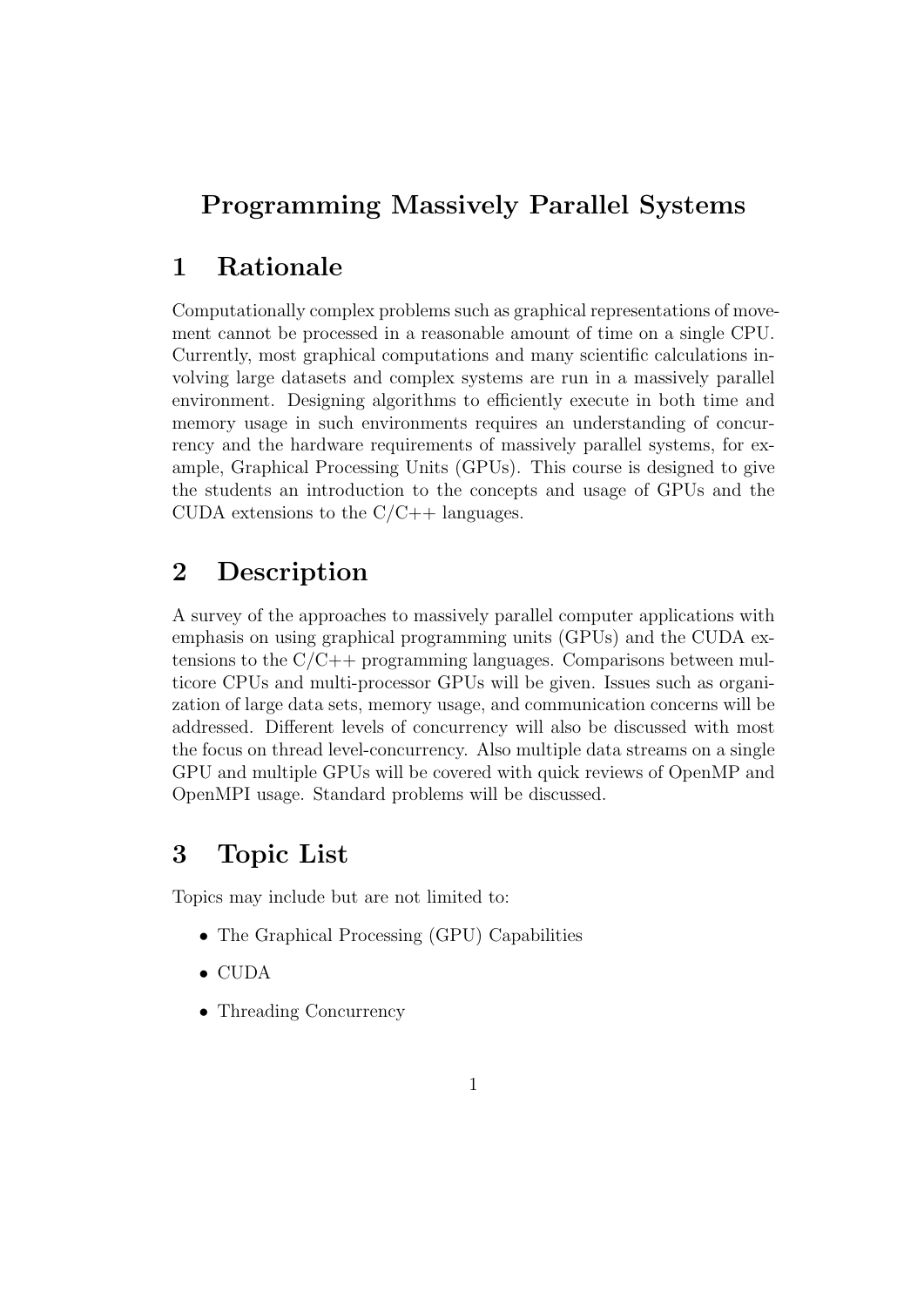# Programming Massively Parallel Systems

## 1 Rationale

Computationally complex problems such as graphical representations of movement cannot be processed in a reasonable amount of time on a single CPU. Currently, most graphical computations and many scientific calculations involving large datasets and complex systems are run in a massively parallel environment. Designing algorithms to efficiently execute in both time and memory usage in such environments requires an understanding of concurrency and the hardware requirements of massively parallel systems, for example, Graphical Processing Units (GPUs). This course is designed to give the students an introduction to the concepts and usage of GPUs and the CUDA extensions to the C/C++ languages.

## 2 Description

A survey of the approaches to massively parallel computer applications with emphasis on using graphical programming units (GPUs) and the CUDA extensions to the C/C++ programming languages. Comparisons between multicore CPUs and multi-processor GPUs will be given. Issues such as organization of large data sets, memory usage, and communication concerns will be addressed. Different levels of concurrency will also be discussed with most the focus on thread level-concurrency. Also multiple data streams on a single GPU and multiple GPUs will be covered with quick reviews of OpenMP and OpenMPI usage. Standard problems will be discussed.

## 3 Topic List

Topics may include but are not limited to:

- The Graphical Processing (GPU) Capabilities
- CUDA
- Threading Concurrency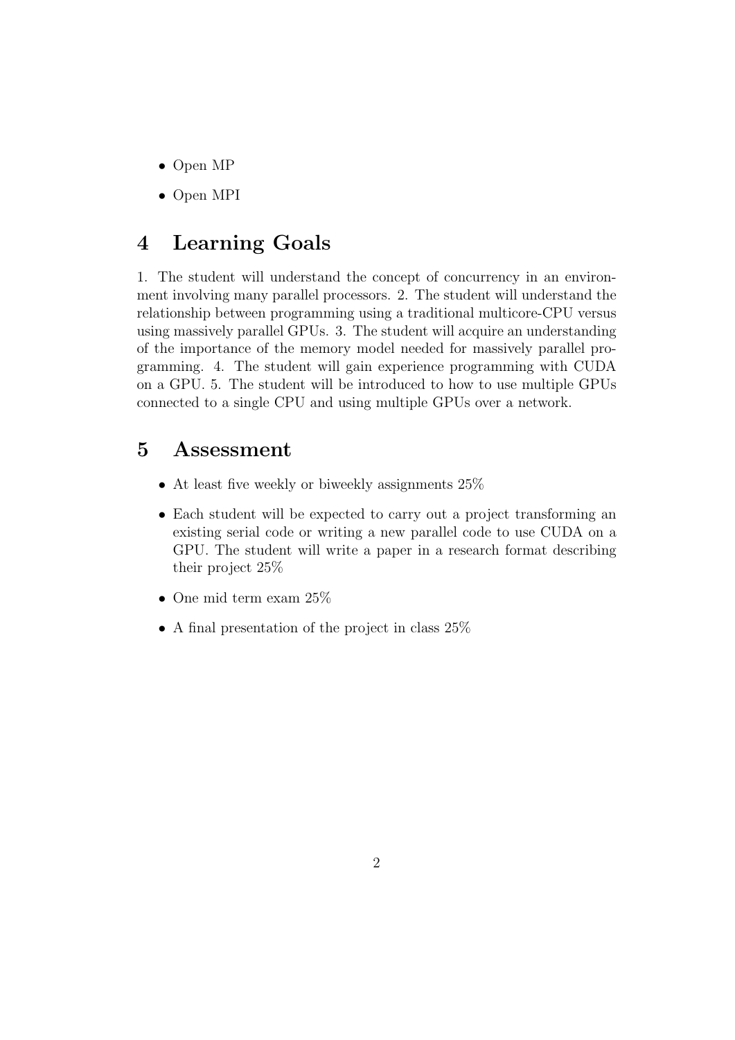- Open MP
- Open MPI

## 4 Learning Goals

1. The student will understand the concept of concurrency in an environment involving many parallel processors. 2. The student will understand the relationship between programming using a traditional multicore-CPU versus using massively parallel GPUs. 3. The student will acquire an understanding of the importance of the memory model needed for massively parallel programming. 4. The student will gain experience programming with CUDA on a GPU. 5. The student will be introduced to how to use multiple GPUs connected to a single CPU and using multiple GPUs over a network.

## 5 Assessment

- At least five weekly or biweekly assignments 25%
- Each student will be expected to carry out a project transforming an existing serial code or writing a new parallel code to use CUDA on a GPU. The student will write a paper in a research format describing their project 25%
- One mid term exam 25%
- A final presentation of the project in class 25%